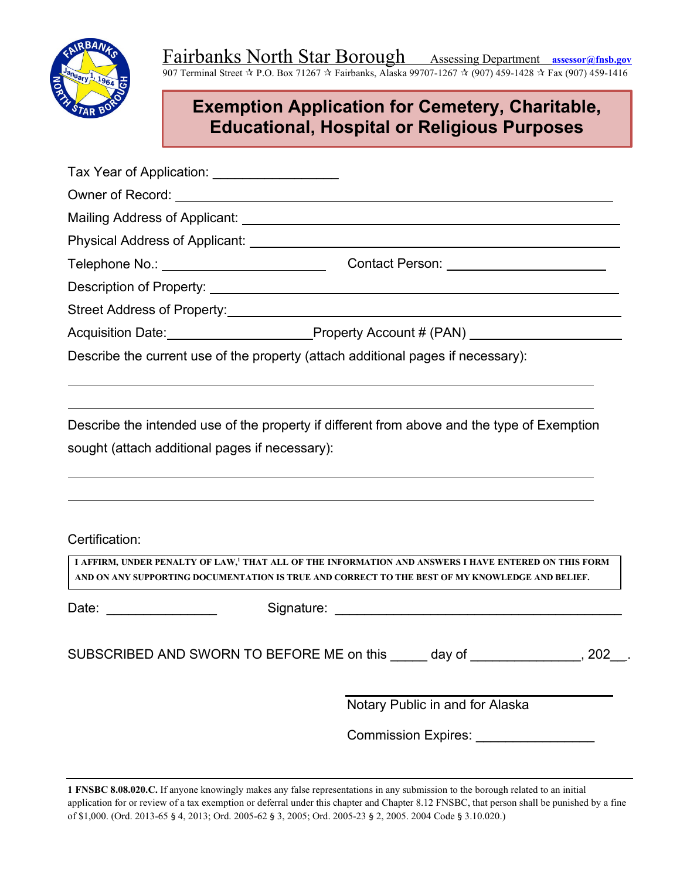Fairbanks North Star Borough    Assessing Department    assessor@fnsb.gov

907 Terminal Street ✰ P.O. Box 71267 ✰ Fairbanks, Alaska 99707-1267 ✰ (907) 459-1428 ✰ Fax (907) 459-1416

# Exemption Application for Cemetery, Charitable, Educational, Hospital or Religious Purposes

Tax Year of Application: ________________

Owner of Record: ______________________________________________

Mailing Address of Applicant: ______________________________________________

Physical Address of Applicant: ______________________________________________

Telephone No.: ____________________    Contact Person: ____________________

Description of Property: ______________________________________________

Street Address of Property: ______________________________________________

Acquisition Date: ____________________ Property Account # (PAN) ____________________

Describe the current use of the property (attach additional pages if necessary):

______________________________________________

______________________________________________

Describe the intended use of the property if different from above and the type of Exemption sought (attach additional pages if necessary):

______________________________________________

______________________________________________

Certification:

**I AFFIRM, UNDER PENALTY OF LAW,[1] THAT ALL OF THE INFORMATION AND ANSWERS I HAVE ENTERED ON THIS FORM AND ON ANY SUPPORTING DOCUMENTATION IS TRUE AND CORRECT TO THE BEST OF MY KNOWLEDGE AND BELIEF.**

Date: _______________    Signature: ______________________________________

SUBSCRIBED AND SWORN TO BEFORE ME on this _____ day of ______________, 202__.

______________________________
Notary Public in and for Alaska

Commission Expires: _______________

---

**1 FNSBC 8.08.020.C.** If anyone knowingly makes any false representations in any submission to the borough related to an initial application for or review of a tax exemption or deferral under this chapter and Chapter 8.12 FNSBC, that person shall be punished by a fine of $1,000. (Ord. 2013-65 § 4, 2013; Ord. 2005-62 § 3, 2005; Ord. 2005-23 § 2, 2005. 2004 Code § 3.10.020.)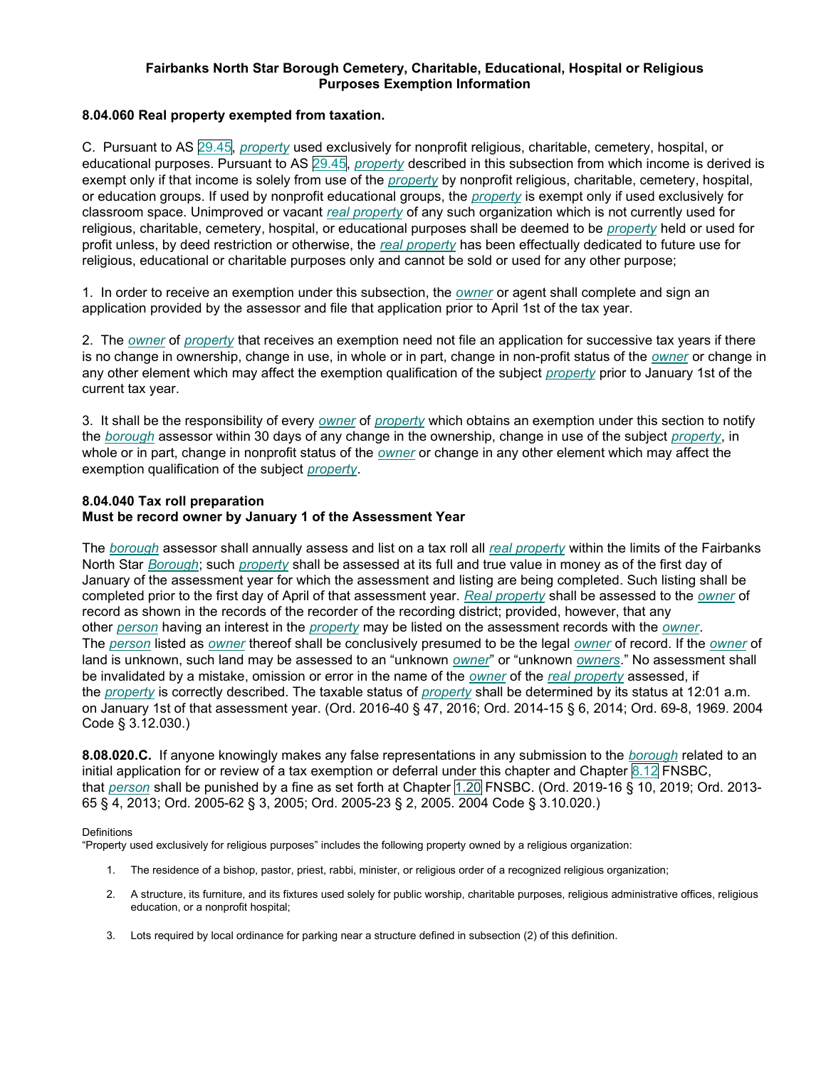## Fairbanks North Star Borough Cemetery, Charitable, Educational, Hospital or Religious Purposes Exemption Information

### 8.04.060 Real property exempted from taxation.

C. Pursuant to AS 29.45, *property* used exclusively for nonprofit religious, charitable, cemetery, hospital, or educational purposes. Pursuant to AS 29.45, *property* described in this subsection from which income is derived is exempt only if that income is solely from use of the *property* by nonprofit religious, charitable, cemetery, hospital, or education groups. If used by nonprofit educational groups, the *property* is exempt only if used exclusively for classroom space. Unimproved or vacant *real property* of any such organization which is not currently used for religious, charitable, cemetery, hospital, or educational purposes shall be deemed to be *property* held or used for profit unless, by deed restriction or otherwise, the *real property* has been effectually dedicated to future use for religious, educational or charitable purposes only and cannot be sold or used for any other purpose;

1. In order to receive an exemption under this subsection, the *owner* or agent shall complete and sign an application provided by the assessor and file that application prior to April 1st of the tax year.

2. The *owner* of *property* that receives an exemption need not file an application for successive tax years if there is no change in ownership, change in use, in whole or in part, change in non-profit status of the *owner* or change in any other element which may affect the exemption qualification of the subject *property* prior to January 1st of the current tax year.

3. It shall be the responsibility of every *owner* of *property* which obtains an exemption under this section to notify the *borough* assessor within 30 days of any change in the ownership, change in use of the subject *property*, in whole or in part, change in nonprofit status of the *owner* or change in any other element which may affect the exemption qualification of the subject *property*.

### 8.04.040 Tax roll preparation
### Must be record owner by January 1 of the Assessment Year

The *borough* assessor shall annually assess and list on a tax roll all *real property* within the limits of the Fairbanks North Star *Borough*; such *property* shall be assessed at its full and true value in money as of the first day of January of the assessment year for which the assessment and listing are being completed. Such listing shall be completed prior to the first day of April of that assessment year. *Real property* shall be assessed to the *owner* of record as shown in the records of the recorder of the recording district; provided, however, that any other *person* having an interest in the *property* may be listed on the assessment records with the *owner*. The *person* listed as *owner* thereof shall be conclusively presumed to be the legal *owner* of record. If the *owner* of land is unknown, such land may be assessed to an "unknown *owner*" or "unknown *owners*." No assessment shall be invalidated by a mistake, omission or error in the name of the *owner* of the *real property* assessed, if the *property* is correctly described. The taxable status of *property* shall be determined by its status at 12:01 a.m. on January 1st of that assessment year. (Ord. 2016-40 § 47, 2016; Ord. 2014-15 § 6, 2014; Ord. 69-8, 1969. 2004 Code § 3.12.030.)

**8.08.020.C.** If anyone knowingly makes any false representations in any submission to the *borough* related to an initial application for or review of a tax exemption or deferral under this chapter and Chapter 8.12 FNSBC, that *person* shall be punished by a fine as set forth at Chapter 1.20 FNSBC. (Ord. 2019-16 § 10, 2019; Ord. 2013-65 § 4, 2013; Ord. 2005-62 § 3, 2005; Ord. 2005-23 § 2, 2005. 2004 Code § 3.10.020.)

Definitions

"Property used exclusively for religious purposes" includes the following property owned by a religious organization:

1. The residence of a bishop, pastor, priest, rabbi, minister, or religious order of a recognized religious organization;
2. A structure, its furniture, and its fixtures used solely for public worship, charitable purposes, religious administrative offices, religious education, or a nonprofit hospital;
3. Lots required by local ordinance for parking near a structure defined in subsection (2) of this definition.